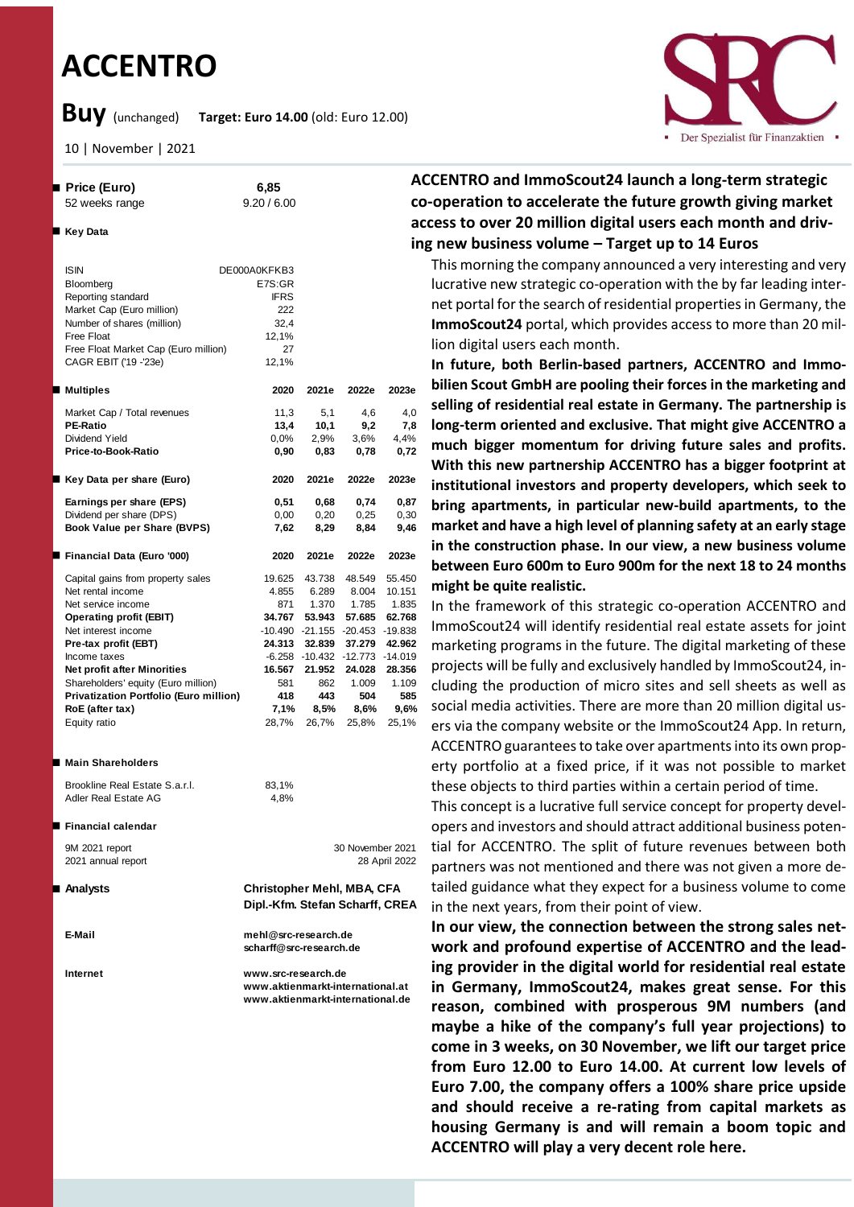# ACCENTRO

**Buy** (unchanged) **Target: Euro 14.00** (old: Euro 12.00)

10 | November | 2021

| **Price (Euro)** | **6,85** |
|---|---|
| 52 weeks range | 9.20 / 6.00 |

**Key Data**

| | |
|---|---|
| ISIN | DE000A0KFKB3 |
| Bloomberg | E7S:GR |
| Reporting standard | IFRS |
| Market Cap (Euro million) | 222 |
| Number of shares (million) | 32,4 |
| Free Float | 12,1% |
| Free Float Market Cap (Euro million) | 27 |
| CAGR EBIT ('19 -'23e) | 12,1% |

| **Multiples** | **2020** | **2021e** | **2022e** | **2023e** |
|---|---|---|---|---|
| Market Cap / Total revenues | 11,3 | 5,1 | 4,6 | 4,0 |
| **PE-Ratio** | **13,4** | **10,1** | **9,2** | **7,8** |
| Dividend Yield | 0,0% | 2,9% | 3,6% | 4,4% |
| **Price-to-Book-Ratio** | **0,90** | **0,83** | **0,78** | **0,72** |

| **Key Data per share (Euro)** | **2020** | **2021e** | **2022e** | **2023e** |
|---|---|---|---|---|
| **Earnings per share (EPS)** | **0,51** | **0,68** | **0,74** | **0,87** |
| Dividend per share (DPS) | 0,00 | 0,20 | 0,25 | 0,30 |
| **Book Value per Share (BVPS)** | **7,62** | **8,29** | **8,84** | **9,46** |

| **Financial Data (Euro '000)** | **2020** | **2021e** | **2022e** | **2023e** |
|---|---|---|---|---|
| Capital gains from property sales | 19.625 | 43.738 | 48.549 | 55.450 |
| Net rental income | 4.855 | 6.289 | 8.004 | 10.151 |
| Net service income | 871 | 1.370 | 1.785 | 1.835 |
| **Operating profit (EBIT)** | **34.767** | **53.943** | **57.685** | **62.768** |
| Net interest income | -10.490 | -21.155 | -20.453 | -19.838 |
| **Pre-tax profit (EBT)** | **24.313** | **32.839** | **37.279** | **42.962** |
| Income taxes | -6.258 | -10.432 | -12.773 | -14.019 |
| **Net profit after Minorities** | **16.567** | **21.952** | **24.028** | **28.356** |
| Shareholders' equity (Euro million) | 581 | 862 | 1.009 | 1.109 |
| **Privatization Portfolio (Euro million)** | **418** | **443** | **504** | **585** |
| **RoE (after tax)** | **7,1%** | **8,5%** | **8,6%** | **9,6%** |
| Equity ratio | 28,7% | 26,7% | 25,8% | 25,1% |

**Main Shareholders**

| | |
|---|---|
| Brookline Real Estate S.a.r.l. | 83,1% |
| Adler Real Estate AG | 4,8% |

**Financial calendar**

| | |
|---|---|
| 9M 2021 report | 30 November 2021 |
| 2021 annual report | 28 April 2022 |

**Analysts**
**Christopher Mehl, MBA, CFA**
**Dipl.-Kfm. Stefan Scharff, CREA**

**E-Mail**
mehl@src-research.de
scharff@src-research.de

**Internet**
www.src-research.de
www.aktienmarkt-international.at
www.aktienmarkt-international.de

## ACCENTRO and ImmoScout24 launch a long-term strategic co-operation to accelerate the future growth giving market access to over 20 million digital users each month and driving new business volume – Target up to 14 Euros

This morning the company announced a very interesting and very lucrative new strategic co-operation with the by far leading internet portal for the search of residential properties in Germany, the **ImmoScout24** portal, which provides access to more than 20 million digital users each month.

**In future, both Berlin-based partners, ACCENTRO and Immobilien Scout GmbH are pooling their forces in the marketing and selling of residential real estate in Germany. The partnership is long-term oriented and exclusive. That might give ACCENTRO a much bigger momentum for driving future sales and profits. With this new partnership ACCENTRO has a bigger footprint at institutional investors and property developers, which seek to bring apartments, in particular new-build apartments, to the market and have a high level of planning safety at an early stage in the construction phase. In our view, a new business volume between Euro 600m to Euro 900m for the next 18 to 24 months might be quite realistic.**

In the framework of this strategic co-operation ACCENTRO and ImmoScout24 will identify residential real estate assets for joint marketing programs in the future. The digital marketing of these projects will be fully and exclusively handled by ImmoScout24, including the production of micro sites and sell sheets as well as social media activities. There are more than 20 million digital users via the company website or the ImmoScout24 App. In return, ACCENTRO guarantees to take over apartments into its own property portfolio at a fixed price, if it was not possible to market these objects to third parties within a certain period of time.

This concept is a lucrative full service concept for property developers and investors and should attract additional business potential for ACCENTRO. The split of future revenues between both partners was not mentioned and there was not given a more detailed guidance what they expect for a business volume to come in the next years, from their point of view.

**In our view, the connection between the strong sales network and profound expertise of ACCENTRO and the leading provider in the digital world for residential real estate in Germany, ImmoScout24, makes great sense. For this reason, combined with prosperous 9M numbers (and maybe a hike of the company's full year projections) to come in 3 weeks, on 30 November, we lift our target price from Euro 12.00 to Euro 14.00. At current low levels of Euro 7.00, the company offers a 100% share price upside and should receive a re-rating from capital markets as housing Germany is and will remain a boom topic and ACCENTRO will play a very decent role here.**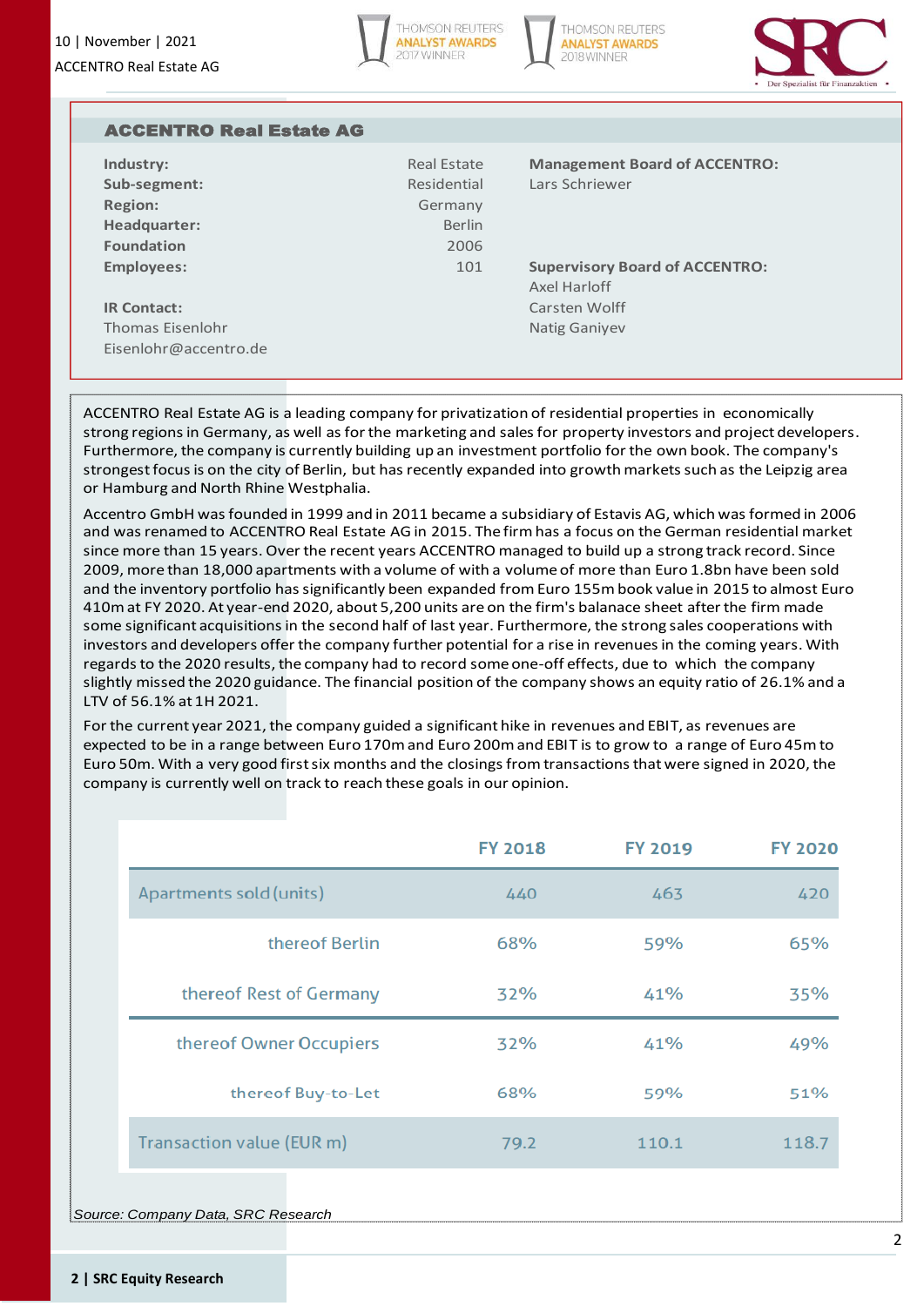## ACCENTRO Real Estate AG

| | | |
|---|---|---|
| **Industry:** | Real Estate | **Management Board of ACCENTRO:** |
| **Sub-segment:** | Residential | Lars Schriewer |
| **Region:** | Germany | |
| **Headquarter:** | Berlin | |
| **Foundation** | 2006 | |
| **Employees:** | 101 | **Supervisory Board of ACCENTRO:** |
| | | Axel Harloff |
| **IR Contact:** | | Carsten Wolff |
| Thomas Eisenlohr | | Natig Ganiyev |
| Eisenlohr@accentro.de | | |

ACCENTRO Real Estate AG is a leading company for privatization of residential properties in economically strong regions in Germany, as well as for the marketing and sales for property investors and project developers. Furthermore, the company is currently building up an investment portfolio for the own book. The company's strongest focus is on the city of Berlin, but has recently expanded into growth markets such as the Leipzig area or Hamburg and North Rhine Westphalia.

Accentro GmbH was founded in 1999 and in 2011 became a subsidiary of Estavis AG, which was formed in 2006 and was renamed to ACCENTRO Real Estate AG in 2015. The firm has a focus on the German residential market since more than 15 years. Over the recent years ACCENTRO managed to build up a strong track record. Since 2009, more than 18,000 apartments with a volume of with a volume of more than Euro 1.8bn have been sold and the inventory portfolio has significantly been expanded from Euro 155m book value in 2015 to almost Euro 410m at FY 2020. At year-end 2020, about 5,200 units are on the firm's balanace sheet after the firm made some significant acquisitions in the second half of last year. Furthermore, the strong sales cooperations with investors and developers offer the company further potential for a rise in revenues in the coming years. With regards to the 2020 results, the company had to record some one-off effects, due to which the company slightly missed the 2020 guidance. The financial position of the company shows an equity ratio of 26.1% and a LTV of 56.1% at 1H 2021.

For the current year 2021, the company guided a significant hike in revenues and EBIT, as revenues are expected to be in a range between Euro 170m and Euro 200m and EBIT is to grow to a range of Euro 45m to Euro 50m. With a very good first six months and the closings from transactions that were signed in 2020, the company is currently well on track to reach these goals in our opinion.

| | FY 2018 | FY 2019 | FY 2020 |
|---|---|---|---|
| Apartments sold (units) | 440 | 463 | 420 |
| thereof Berlin | 68% | 59% | 65% |
| thereof Rest of Germany | 32% | 41% | 35% |
| thereof Owner Occupiers | 32% | 41% | 49% |
| thereof Buy-to-Let | 68% | 59% | 51% |
| Transaction value (EUR m) | 79.2 | 110.1 | 118.7 |

*Source: Company Data, SRC Research*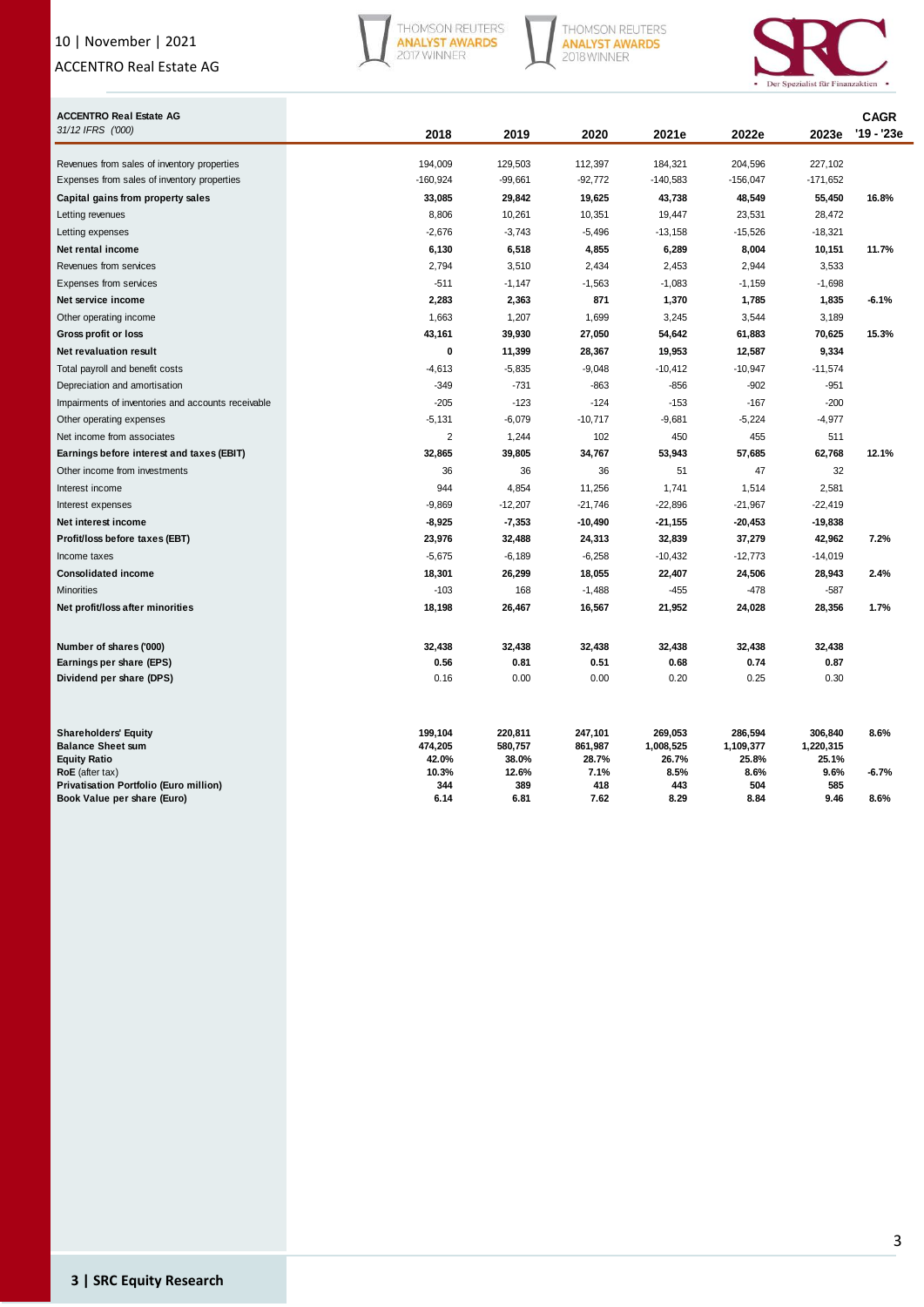| ACCENTRO Real Estate AG<br>*31/12 IFRS ('000)* | 2018 | 2019 | 2020 | 2021e | 2022e | 2023e | CAGR '19 - '23e |
|---|---|---|---|---|---|---|---|
| Revenues from sales of inventory properties | 194,009 | 129,503 | 112,397 | 184,321 | 204,596 | 227,102 | |
| Expenses from sales of inventory properties | -160,924 | -99,661 | -92,772 | -140,583 | -156,047 | -171,652 | |
| **Capital gains from property sales** | **33,085** | **29,842** | **19,625** | **43,738** | **48,549** | **55,450** | **16.8%** |
| Letting revenues | 8,806 | 10,261 | 10,351 | 19,447 | 23,531 | 28,472 | |
| Letting expenses | -2,676 | -3,743 | -5,496 | -13,158 | -15,526 | -18,321 | |
| **Net rental income** | **6,130** | **6,518** | **4,855** | **6,289** | **8,004** | **10,151** | **11.7%** |
| Revenues from services | 2,794 | 3,510 | 2,434 | 2,453 | 2,944 | 3,533 | |
| Expenses from services | -511 | -1,147 | -1,563 | -1,083 | -1,159 | -1,698 | |
| **Net service income** | **2,283** | **2,363** | **871** | **1,370** | **1,785** | **1,835** | **-6.1%** |
| Other operating income | 1,663 | 1,207 | 1,699 | 3,245 | 3,544 | 3,189 | |
| **Gross profit or loss** | **43,161** | **39,930** | **27,050** | **54,642** | **61,883** | **70,625** | **15.3%** |
| **Net revaluation result** | **0** | **11,399** | **28,367** | **19,953** | **12,587** | **9,334** | |
| Total payroll and benefit costs | -4,613 | -5,835 | -9,048 | -10,412 | -10,947 | -11,574 | |
| Depreciation and amortisation | -349 | -731 | -863 | -856 | -902 | -951 | |
| Impairments of inventories and accounts receivable | -205 | -123 | -124 | -153 | -167 | -200 | |
| Other operating expenses | -5,131 | -6,079 | -10,717 | -9,681 | -5,224 | -4,977 | |
| Net income from associates | 2 | 1,244 | 102 | 450 | 455 | 511 | |
| **Earnings before interest and taxes (EBIT)** | **32,865** | **39,805** | **34,767** | **53,943** | **57,685** | **62,768** | **12.1%** |
| Other income from investments | 36 | 36 | 36 | 51 | 47 | 32 | |
| Interest income | 944 | 4,854 | 11,256 | 1,741 | 1,514 | 2,581 | |
| Interest expenses | -9,869 | -12,207 | -21,746 | -22,896 | -21,967 | -22,419 | |
| **Net interest income** | **-8,925** | **-7,353** | **-10,490** | **-21,155** | **-20,453** | **-19,838** | |
| **Profit/loss before taxes (EBT)** | **23,976** | **32,488** | **24,313** | **32,839** | **37,279** | **42,962** | **7.2%** |
| Income taxes | -5,675 | -6,189 | -6,258 | -10,432 | -12,773 | -14,019 | |
| **Consolidated income** | **18,301** | **26,299** | **18,055** | **22,407** | **24,506** | **28,943** | **2.4%** |
| Minorities | -103 | 168 | -1,488 | -455 | -478 | -587 | |
| **Net profit/loss after minorities** | **18,198** | **26,467** | **16,567** | **21,952** | **24,028** | **28,356** | **1.7%** |
| | | | | | | | |
| **Number of shares ('000)** | **32,438** | **32,438** | **32,438** | **32,438** | **32,438** | **32,438** | |
| **Earnings per share (EPS)** | **0.56** | **0.81** | **0.51** | **0.68** | **0.74** | **0.87** | |
| **Dividend per share (DPS)** | 0.16 | 0.00 | 0.00 | 0.20 | 0.25 | 0.30 | |
| | | | | | | | |
| **Shareholders' Equity** | **199,104** | **220,811** | **247,101** | **269,053** | **286,594** | **306,840** | **8.6%** |
| **Balance Sheet sum** | **474,205** | **580,757** | **861,987** | **1,008,525** | **1,109,377** | **1,220,315** | |
| **Equity Ratio** | **42.0%** | **38.0%** | **28.7%** | **26.7%** | **25.8%** | **25.1%** | |
| **RoE** (after tax) | **10.3%** | **12.6%** | **7.1%** | **8.5%** | **8.6%** | **9.6%** | **-6.7%** |
| **Privatisation Portfolio (Euro million)** | **344** | **389** | **418** | **443** | **504** | **585** | |
| **Book Value per share (Euro)** | **6.14** | **6.81** | **7.62** | **8.29** | **8.84** | **9.46** | **8.6%** |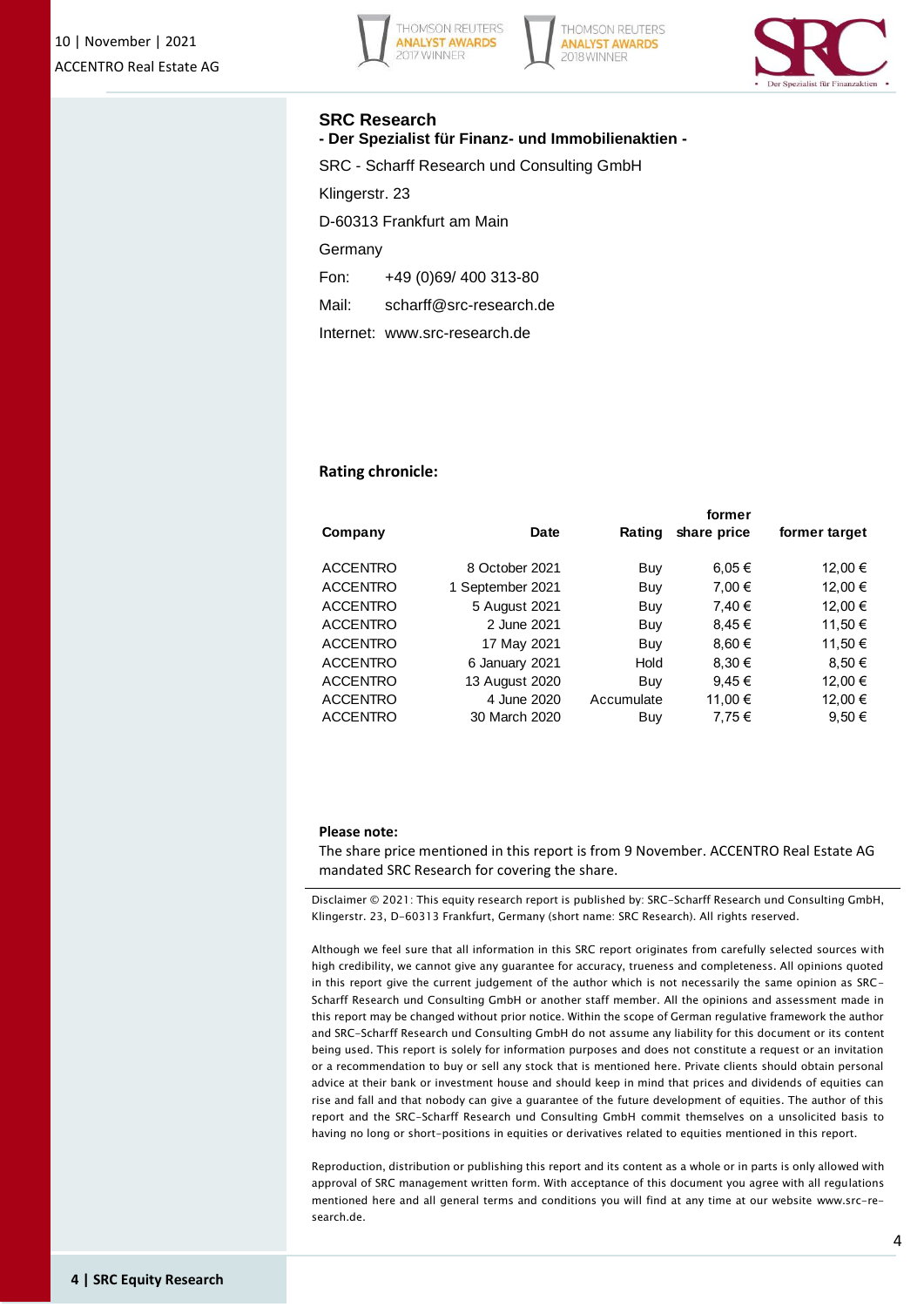## SRC Research

**- Der Spezialist für Finanz- und Immobilienaktien -**

SRC - Scharff Research und Consulting GmbH

Klingerstr. 23

D-60313 Frankfurt am Main

Germany

Fon: +49 (0)69/ 400 313-80

Mail: scharff@src-research.de

Internet: www.src-research.de

**Rating chronicle:**

| Company | Date | Rating | former share price | former target |
|---|---|---|---|---|
| ACCENTRO | 8 October 2021 | Buy | 6,05 € | 12,00 € |
| ACCENTRO | 1 September 2021 | Buy | 7,00 € | 12,00 € |
| ACCENTRO | 5 August 2021 | Buy | 7,40 € | 12,00 € |
| ACCENTRO | 2 June 2021 | Buy | 8,45 € | 11,50 € |
| ACCENTRO | 17 May 2021 | Buy | 8,60 € | 11,50 € |
| ACCENTRO | 6 January 2021 | Hold | 8,30 € | 8,50 € |
| ACCENTRO | 13 August 2020 | Buy | 9,45 € | 12,00 € |
| ACCENTRO | 4 June 2020 | Accumulate | 11,00 € | 12,00 € |
| ACCENTRO | 30 March 2020 | Buy | 7,75 € | 9,50 € |

**Please note:**

The share price mentioned in this report is from 9 November. ACCENTRO Real Estate AG mandated SRC Research for covering the share.

Disclaimer © 2021: This equity research report is published by: SRC-Scharff Research und Consulting GmbH, Klingerstr. 23, D-60313 Frankfurt, Germany (short name: SRC Research). All rights reserved.

Although we feel sure that all information in this SRC report originates from carefully selected sources with high credibility, we cannot give any guarantee for accuracy, trueness and completeness. All opinions quoted in this report give the current judgement of the author which is not necessarily the same opinion as SRC-Scharff Research und Consulting GmbH or another staff member. All the opinions and assessment made in this report may be changed without prior notice. Within the scope of German regulative framework the author and SRC-Scharff Research und Consulting GmbH do not assume any liability for this document or its content being used. This report is solely for information purposes and does not constitute a request or an invitation or a recommendation to buy or sell any stock that is mentioned here. Private clients should obtain personal advice at their bank or investment house and should keep in mind that prices and dividends of equities can rise and fall and that nobody can give a guarantee of the future development of equities. The author of this report and the SRC-Scharff Research und Consulting GmbH commit themselves on a unsolicited basis to having no long or short-positions in equities or derivatives related to equities mentioned in this report.

Reproduction, distribution or publishing this report and its content as a whole or in parts is only allowed with approval of SRC management written form. With acceptance of this document you agree with all regulations mentioned here and all general terms and conditions you will find at any time at our website www.src-research.de.